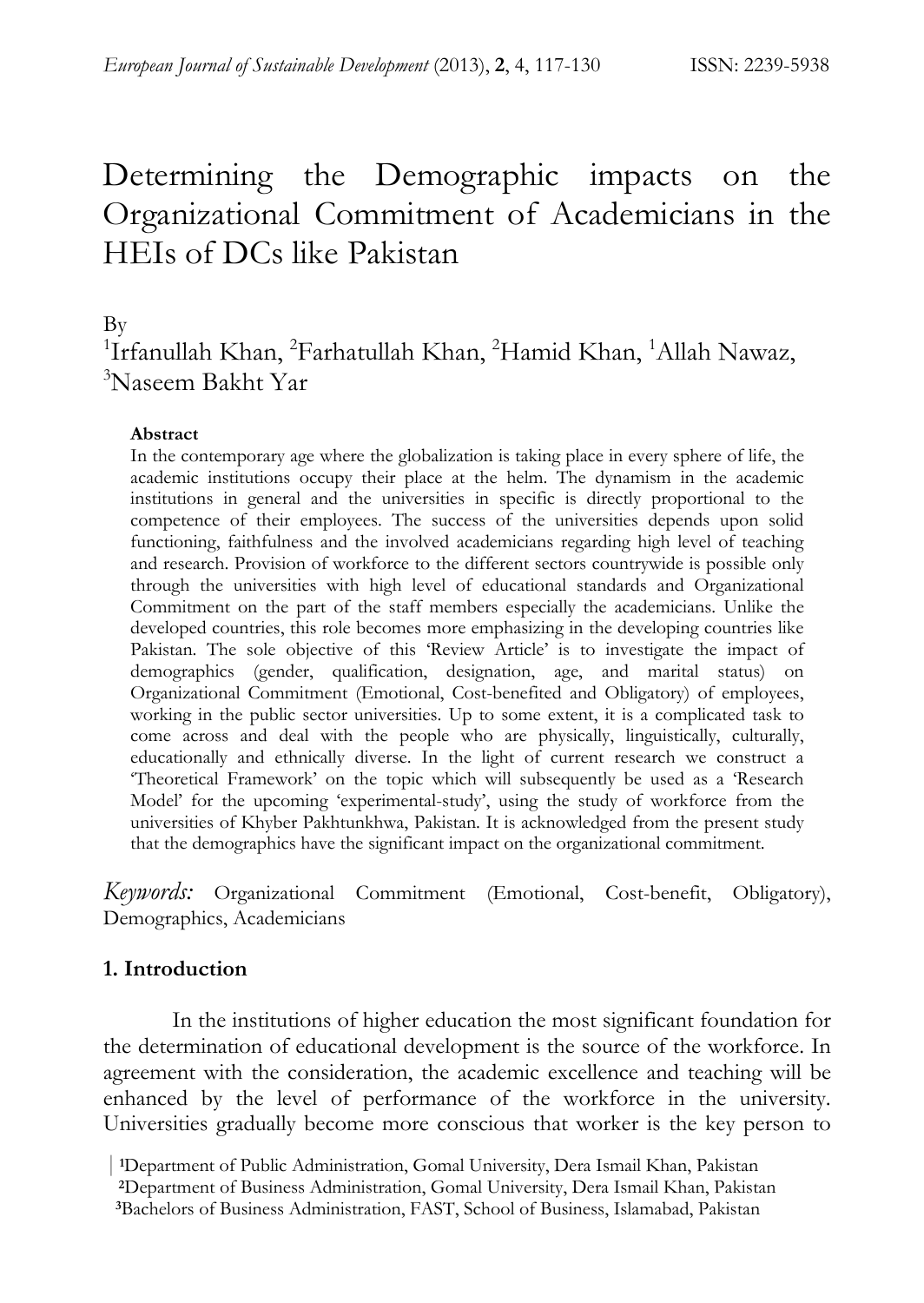// Determining the Demographic impacts on the Organizational Commitment of Academicians in the HEIs of DCs like Pakistan

# Determining the Demographic impacts on the Organizational Commitment of Academicians in the HEIs of DCs like Pakistan

By

[1]Irfanullah Khan, [2]Farhatullah Khan, [2]Hamid Khan, [1]Allah Nawaz, [3]Naseem Bakht Yar

**Abstract**

In the contemporary age where the globalization is taking place in every sphere of life, the academic institutions occupy their place at the helm. The dynamism in the academic institutions in general and the universities in specific is directly proportional to the competence of their employees. The success of the universities depends upon solid functioning, faithfulness and the involved academicians regarding high level of teaching and research. Provision of workforce to the different sectors countrywide is possible only through the universities with high level of educational standards and Organizational Commitment on the part of the staff members especially the academicians. Unlike the developed countries, this role becomes more emphasizing in the developing countries like Pakistan. The sole objective of this 'Review Article' is to investigate the impact of demographics (gender, qualification, designation, age, and marital status) on Organizational Commitment (Emotional, Cost-benefited and Obligatory) of employees, working in the public sector universities. Up to some extent, it is a complicated task to come across and deal with the people who are physically, linguistically, culturally, educationally and ethnically diverse. In the light of current research we construct a 'Theoretical Framework' on the topic which will subsequently be used as a 'Research Model' for the upcoming 'experimental-study', using the study of workforce from the universities of Khyber Pakhtunkhwa, Pakistan. It is acknowledged from the present study that the demographics have the significant impact on the organizational commitment.

*Keywords:* Organizational Commitment (Emotional, Cost-benefit, Obligatory), Demographics, Academicians

## 1. Introduction

In the institutions of higher education the most significant foundation for the determination of educational development is the source of the workforce. In agreement with the consideration, the academic excellence and teaching will be enhanced by the level of performance of the workforce in the university. Universities gradually become more conscious that worker is the key person to

[1]Department of Public Administration, Gomal University, Dera Ismail Khan, Pakistan
[2]Department of Business Administration, Gomal University, Dera Ismail Khan, Pakistan
[3]Bachelors of Business Administration, FAST, School of Business, Islamabad, Pakistan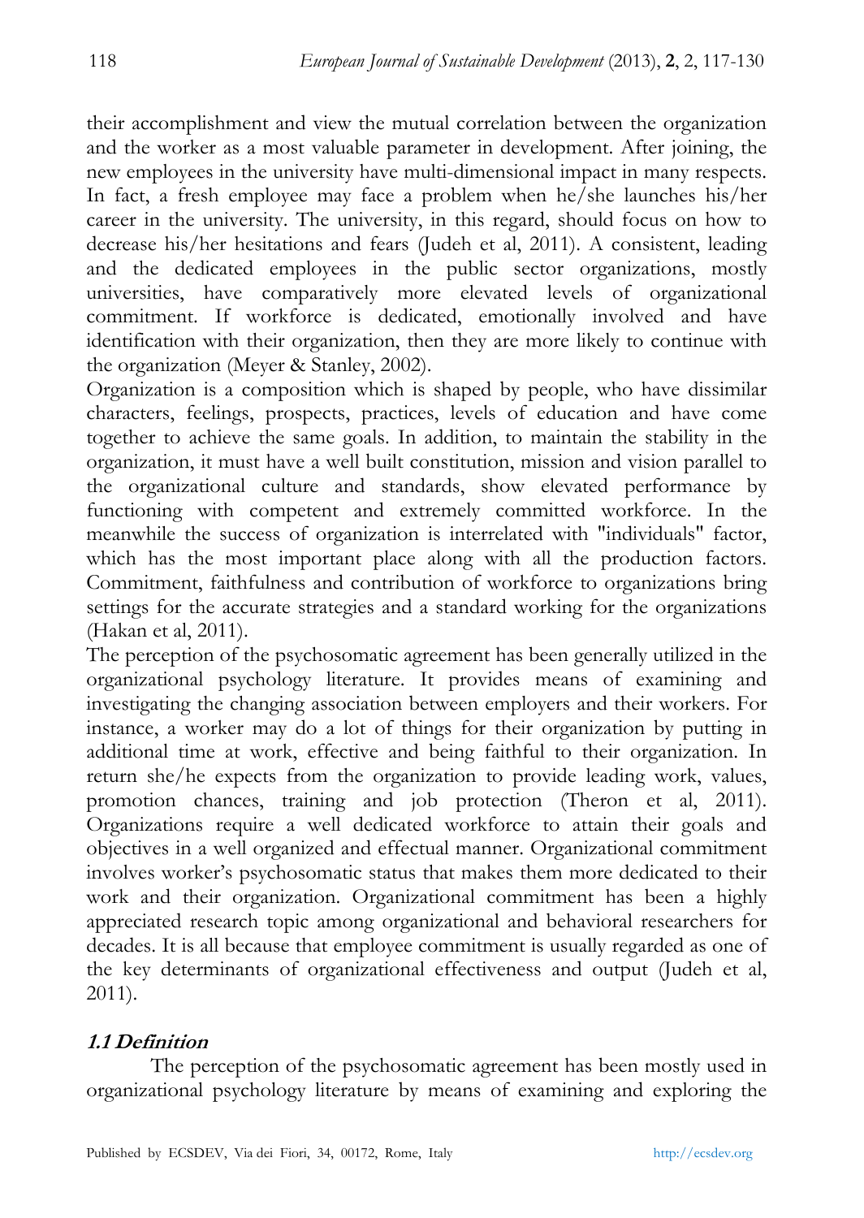their accomplishment and view the mutual correlation between the organization and the worker as a most valuable parameter in development. After joining, the new employees in the university have multi-dimensional impact in many respects. In fact, a fresh employee may face a problem when he/she launches his/her career in the university. The university, in this regard, should focus on how to decrease his/her hesitations and fears (Judeh et al, 2011). A consistent, leading and the dedicated employees in the public sector organizations, mostly universities, have comparatively more elevated levels of organizational commitment. If workforce is dedicated, emotionally involved and have identification with their organization, then they are more likely to continue with the organization (Meyer & Stanley, 2002).

Organization is a composition which is shaped by people, who have dissimilar characters, feelings, prospects, practices, levels of education and have come together to achieve the same goals. In addition, to maintain the stability in the organization, it must have a well built constitution, mission and vision parallel to the organizational culture and standards, show elevated performance by functioning with competent and extremely committed workforce. In the meanwhile the success of organization is interrelated with "individuals" factor, which has the most important place along with all the production factors. Commitment, faithfulness and contribution of workforce to organizations bring settings for the accurate strategies and a standard working for the organizations (Hakan et al, 2011).

The perception of the psychosomatic agreement has been generally utilized in the organizational psychology literature. It provides means of examining and investigating the changing association between employers and their workers. For instance, a worker may do a lot of things for their organization by putting in additional time at work, effective and being faithful to their organization. In return she/he expects from the organization to provide leading work, values, promotion chances, training and job protection (Theron et al, 2011). Organizations require a well dedicated workforce to attain their goals and objectives in a well organized and effectual manner. Organizational commitment involves worker's psychosomatic status that makes them more dedicated to their work and their organization. Organizational commitment has been a highly appreciated research topic among organizational and behavioral researchers for decades. It is all because that employee commitment is usually regarded as one of the key determinants of organizational effectiveness and output (Judeh et al, 2011).

### ***1.1 Definition***

The perception of the psychosomatic agreement has been mostly used in organizational psychology literature by means of examining and exploring the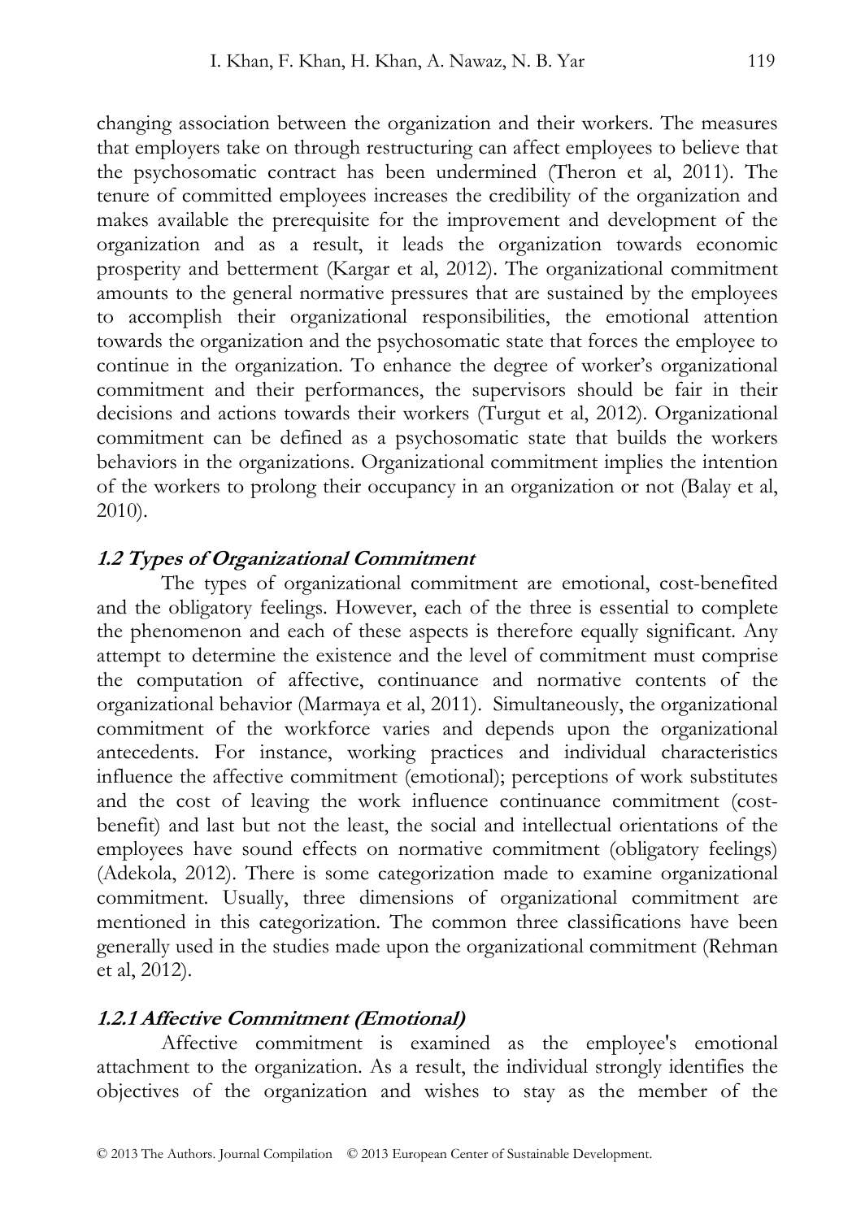changing association between the organization and their workers. The measures that employers take on through restructuring can affect employees to believe that the psychosomatic contract has been undermined (Theron et al, 2011). The tenure of committed employees increases the credibility of the organization and makes available the prerequisite for the improvement and development of the organization and as a result, it leads the organization towards economic prosperity and betterment (Kargar et al, 2012). The organizational commitment amounts to the general normative pressures that are sustained by the employees to accomplish their organizational responsibilities, the emotional attention towards the organization and the psychosomatic state that forces the employee to continue in the organization. To enhance the degree of worker's organizational commitment and their performances, the supervisors should be fair in their decisions and actions towards their workers (Turgut et al, 2012). Organizational commitment can be defined as a psychosomatic state that builds the workers behaviors in the organizations. Organizational commitment implies the intention of the workers to prolong their occupancy in an organization or not (Balay et al, 2010).

### *1.2 Types of Organizational Commitment*

The types of organizational commitment are emotional, cost-benefited and the obligatory feelings. However, each of the three is essential to complete the phenomenon and each of these aspects is therefore equally significant. Any attempt to determine the existence and the level of commitment must comprise the computation of affective, continuance and normative contents of the organizational behavior (Marmaya et al, 2011). Simultaneously, the organizational commitment of the workforce varies and depends upon the organizational antecedents. For instance, working practices and individual characteristics influence the affective commitment (emotional); perceptions of work substitutes and the cost of leaving the work influence continuance commitment (cost-benefit) and last but not the least, the social and intellectual orientations of the employees have sound effects on normative commitment (obligatory feelings) (Adekola, 2012). There is some categorization made to examine organizational commitment. Usually, three dimensions of organizational commitment are mentioned in this categorization. The common three classifications have been generally used in the studies made upon the organizational commitment (Rehman et al, 2012).

#### *1.2.1 Affective Commitment (Emotional)*

Affective commitment is examined as the employee's emotional attachment to the organization. As a result, the individual strongly identifies the objectives of the organization and wishes to stay as the member of the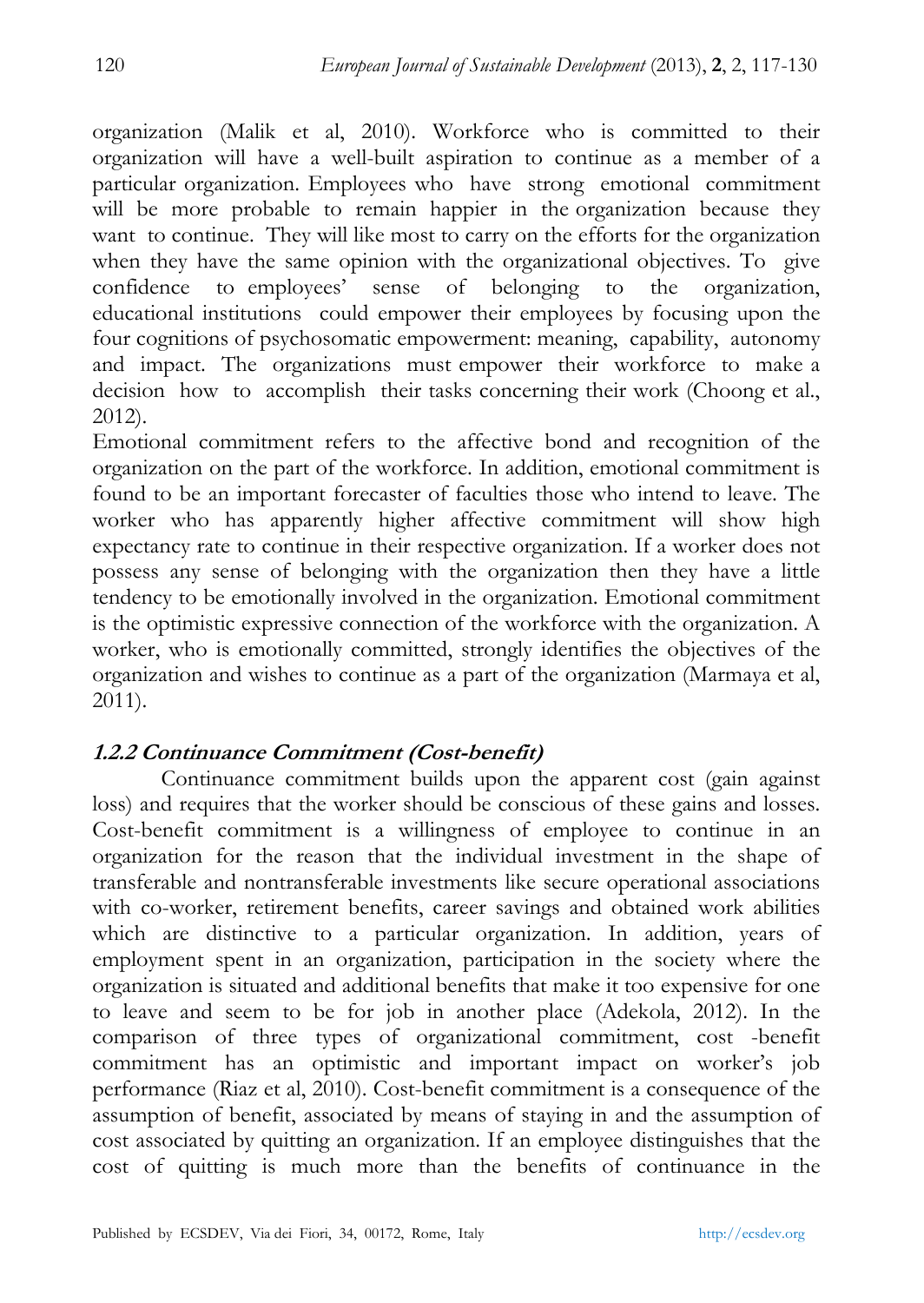organization (Malik et al, 2010). Workforce who is committed to their organization will have a well-built aspiration to continue as a member of a particular organization. Employees who have strong emotional commitment will be more probable to remain happier in the organization because they want to continue. They will like most to carry on the efforts for the organization when they have the same opinion with the organizational objectives. To give confidence to employees' sense of belonging to the organization, educational institutions could empower their employees by focusing upon the four cognitions of psychosomatic empowerment: meaning, capability, autonomy and impact. The organizations must empower their workforce to make a decision how to accomplish their tasks concerning their work (Choong et al., 2012).

Emotional commitment refers to the affective bond and recognition of the organization on the part of the workforce. In addition, emotional commitment is found to be an important forecaster of faculties those who intend to leave. The worker who has apparently higher affective commitment will show high expectancy rate to continue in their respective organization. If a worker does not possess any sense of belonging with the organization then they have a little tendency to be emotionally involved in the organization. Emotional commitment is the optimistic expressive connection of the workforce with the organization. A worker, who is emotionally committed, strongly identifies the objectives of the organization and wishes to continue as a part of the organization (Marmaya et al, 2011).

### *1.2.2 Continuance Commitment (Cost-benefit)*

Continuance commitment builds upon the apparent cost (gain against loss) and requires that the worker should be conscious of these gains and losses. Cost-benefit commitment is a willingness of employee to continue in an organization for the reason that the individual investment in the shape of transferable and nontransferable investments like secure operational associations with co-worker, retirement benefits, career savings and obtained work abilities which are distinctive to a particular organization. In addition, years of employment spent in an organization, participation in the society where the organization is situated and additional benefits that make it too expensive for one to leave and seem to be for job in another place (Adekola, 2012). In the comparison of three types of organizational commitment, cost -benefit commitment has an optimistic and important impact on worker's job performance (Riaz et al, 2010). Cost-benefit commitment is a consequence of the assumption of benefit, associated by means of staying in and the assumption of cost associated by quitting an organization. If an employee distinguishes that the cost of quitting is much more than the benefits of continuance in the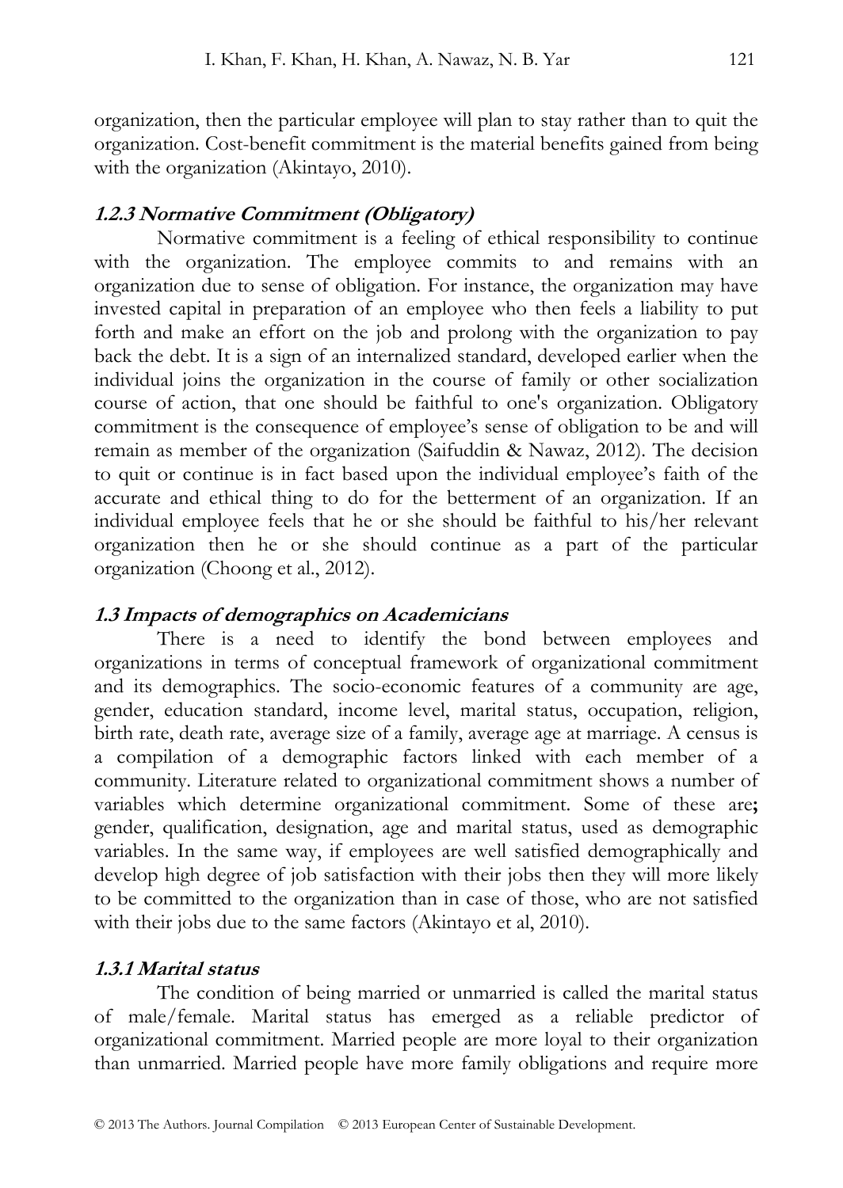organization, then the particular employee will plan to stay rather than to quit the organization. Cost-benefit commitment is the material benefits gained from being with the organization (Akintayo, 2010).

### *1.2.3 Normative Commitment (Obligatory)*

Normative commitment is a feeling of ethical responsibility to continue with the organization. The employee commits to and remains with an organization due to sense of obligation. For instance, the organization may have invested capital in preparation of an employee who then feels a liability to put forth and make an effort on the job and prolong with the organization to pay back the debt. It is a sign of an internalized standard, developed earlier when the individual joins the organization in the course of family or other socialization course of action, that one should be faithful to one's organization. Obligatory commitment is the consequence of employee's sense of obligation to be and will remain as member of the organization (Saifuddin & Nawaz, 2012). The decision to quit or continue is in fact based upon the individual employee's faith of the accurate and ethical thing to do for the betterment of an organization. If an individual employee feels that he or she should be faithful to his/her relevant organization then he or she should continue as a part of the particular organization (Choong et al., 2012).

### *1.3 Impacts of demographics on Academicians*

There is a need to identify the bond between employees and organizations in terms of conceptual framework of organizational commitment and its demographics. The socio-economic features of a community are age, gender, education standard, income level, marital status, occupation, religion, birth rate, death rate, average size of a family, average age at marriage. A census is a compilation of a demographic factors linked with each member of a community. Literature related to organizational commitment shows a number of variables which determine organizational commitment. Some of these are**;** gender, qualification, designation, age and marital status, used as demographic variables. In the same way, if employees are well satisfied demographically and develop high degree of job satisfaction with their jobs then they will more likely to be committed to the organization than in case of those, who are not satisfied with their jobs due to the same factors (Akintayo et al, 2010).

### *1.3.1 Marital status*

The condition of being married or unmarried is called the marital status of male/female. Marital status has emerged as a reliable predictor of organizational commitment. Married people are more loyal to their organization than unmarried. Married people have more family obligations and require more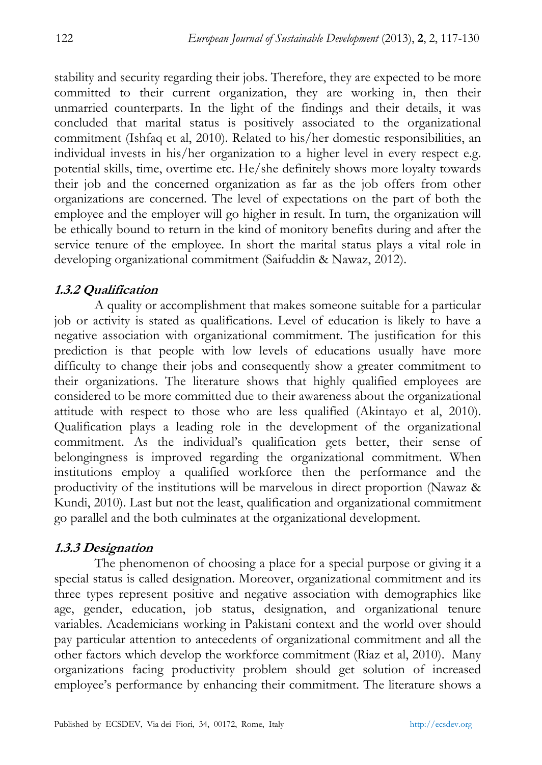stability and security regarding their jobs. Therefore, they are expected to be more committed to their current organization, they are working in, then their unmarried counterparts. In the light of the findings and their details, it was concluded that marital status is positively associated to the organizational commitment (Ishfaq et al, 2010). Related to his/her domestic responsibilities, an individual invests in his/her organization to a higher level in every respect e.g. potential skills, time, overtime etc. He/she definitely shows more loyalty towards their job and the concerned organization as far as the job offers from other organizations are concerned. The level of expectations on the part of both the employee and the employer will go higher in result. In turn, the organization will be ethically bound to return in the kind of monitory benefits during and after the service tenure of the employee. In short the marital status plays a vital role in developing organizational commitment (Saifuddin & Nawaz, 2012).

### *1.3.2 Qualification*

A quality or accomplishment that makes someone suitable for a particular job or activity is stated as qualifications. Level of education is likely to have a negative association with organizational commitment. The justification for this prediction is that people with low levels of educations usually have more difficulty to change their jobs and consequently show a greater commitment to their organizations. The literature shows that highly qualified employees are considered to be more committed due to their awareness about the organizational attitude with respect to those who are less qualified (Akintayo et al, 2010). Qualification plays a leading role in the development of the organizational commitment. As the individual's qualification gets better, their sense of belongingness is improved regarding the organizational commitment. When institutions employ a qualified workforce then the performance and the productivity of the institutions will be marvelous in direct proportion (Nawaz & Kundi, 2010). Last but not the least, qualification and organizational commitment go parallel and the both culminates at the organizational development.

### *1.3.3 Designation*

The phenomenon of choosing a place for a special purpose or giving it a special status is called designation. Moreover, organizational commitment and its three types represent positive and negative association with demographics like age, gender, education, job status, designation, and organizational tenure variables. Academicians working in Pakistani context and the world over should pay particular attention to antecedents of organizational commitment and all the other factors which develop the workforce commitment (Riaz et al, 2010). Many organizations facing productivity problem should get solution of increased employee's performance by enhancing their commitment. The literature shows a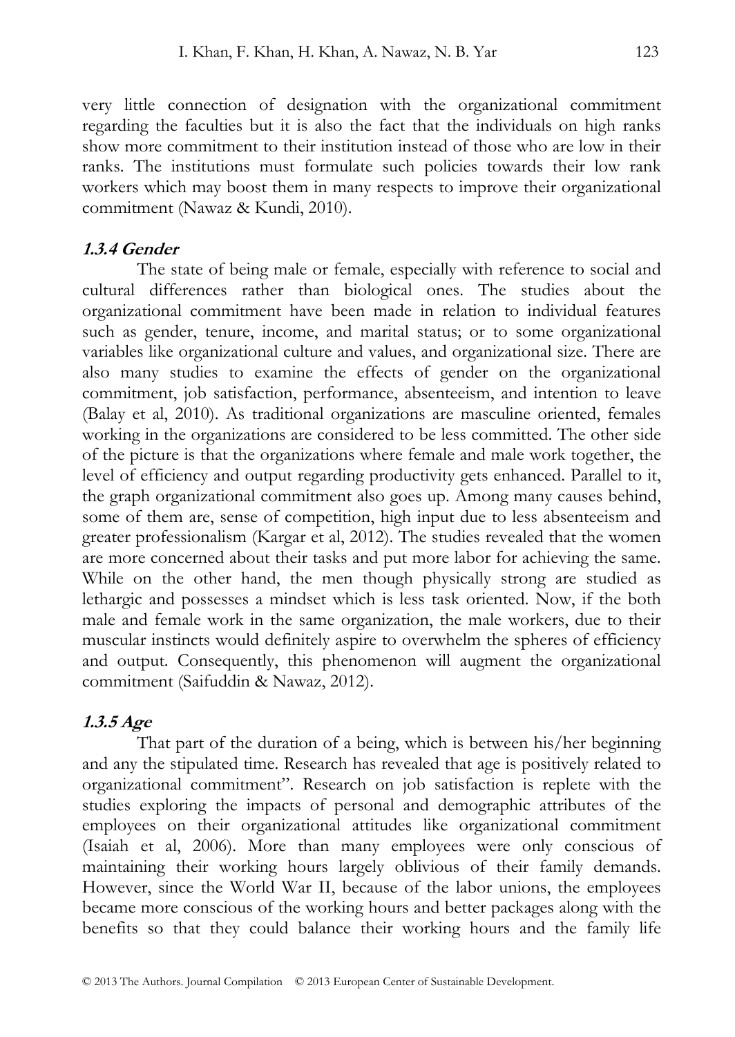very little connection of designation with the organizational commitment regarding the faculties but it is also the fact that the individuals on high ranks show more commitment to their institution instead of those who are low in their ranks. The institutions must formulate such policies towards their low rank workers which may boost them in many respects to improve their organizational commitment (Nawaz & Kundi, 2010).

### *1.3.4 Gender*

The state of being male or female, especially with reference to social and cultural differences rather than biological ones. The studies about the organizational commitment have been made in relation to individual features such as gender, tenure, income, and marital status; or to some organizational variables like organizational culture and values, and organizational size. There are also many studies to examine the effects of gender on the organizational commitment, job satisfaction, performance, absenteeism, and intention to leave (Balay et al, 2010). As traditional organizations are masculine oriented, females working in the organizations are considered to be less committed. The other side of the picture is that the organizations where female and male work together, the level of efficiency and output regarding productivity gets enhanced. Parallel to it, the graph organizational commitment also goes up. Among many causes behind, some of them are, sense of competition, high input due to less absenteeism and greater professionalism (Kargar et al, 2012). The studies revealed that the women are more concerned about their tasks and put more labor for achieving the same. While on the other hand, the men though physically strong are studied as lethargic and possesses a mindset which is less task oriented. Now, if the both male and female work in the same organization, the male workers, due to their muscular instincts would definitely aspire to overwhelm the spheres of efficiency and output. Consequently, this phenomenon will augment the organizational commitment (Saifuddin & Nawaz, 2012).

### *1.3.5 Age*

That part of the duration of a being, which is between his/her beginning and any the stipulated time. Research has revealed that age is positively related to organizational commitment". Research on job satisfaction is replete with the studies exploring the impacts of personal and demographic attributes of the employees on their organizational attitudes like organizational commitment (Isaiah et al, 2006). More than many employees were only conscious of maintaining their working hours largely oblivious of their family demands. However, since the World War II, because of the labor unions, the employees became more conscious of the working hours and better packages along with the benefits so that they could balance their working hours and the family life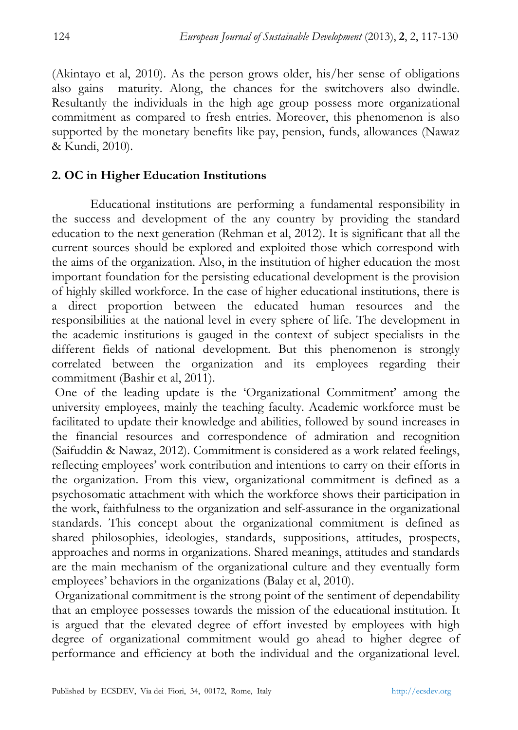(Akintayo et al, 2010). As the person grows older, his/her sense of obligations also gains maturity. Along, the chances for the switchovers also dwindle. Resultantly the individuals in the high age group possess more organizational commitment as compared to fresh entries. Moreover, this phenomenon is also supported by the monetary benefits like pay, pension, funds, allowances (Nawaz & Kundi, 2010).

## 2. OC in Higher Education Institutions

Educational institutions are performing a fundamental responsibility in the success and development of the any country by providing the standard education to the next generation (Rehman et al, 2012). It is significant that all the current sources should be explored and exploited those which correspond with the aims of the organization. Also, in the institution of higher education the most important foundation for the persisting educational development is the provision of highly skilled workforce. In the case of higher educational institutions, there is a direct proportion between the educated human resources and the responsibilities at the national level in every sphere of life. The development in the academic institutions is gauged in the context of subject specialists in the different fields of national development. But this phenomenon is strongly correlated between the organization and its employees regarding their commitment (Bashir et al, 2011).

One of the leading update is the 'Organizational Commitment' among the university employees, mainly the teaching faculty. Academic workforce must be facilitated to update their knowledge and abilities, followed by sound increases in the financial resources and correspondence of admiration and recognition (Saifuddin & Nawaz, 2012). Commitment is considered as a work related feelings, reflecting employees' work contribution and intentions to carry on their efforts in the organization. From this view, organizational commitment is defined as a psychosomatic attachment with which the workforce shows their participation in the work, faithfulness to the organization and self-assurance in the organizational standards. This concept about the organizational commitment is defined as shared philosophies, ideologies, standards, suppositions, attitudes, prospects, approaches and norms in organizations. Shared meanings, attitudes and standards are the main mechanism of the organizational culture and they eventually form employees' behaviors in the organizations (Balay et al, 2010).

Organizational commitment is the strong point of the sentiment of dependability that an employee possesses towards the mission of the educational institution. It is argued that the elevated degree of effort invested by employees with high degree of organizational commitment would go ahead to higher degree of performance and efficiency at both the individual and the organizational level.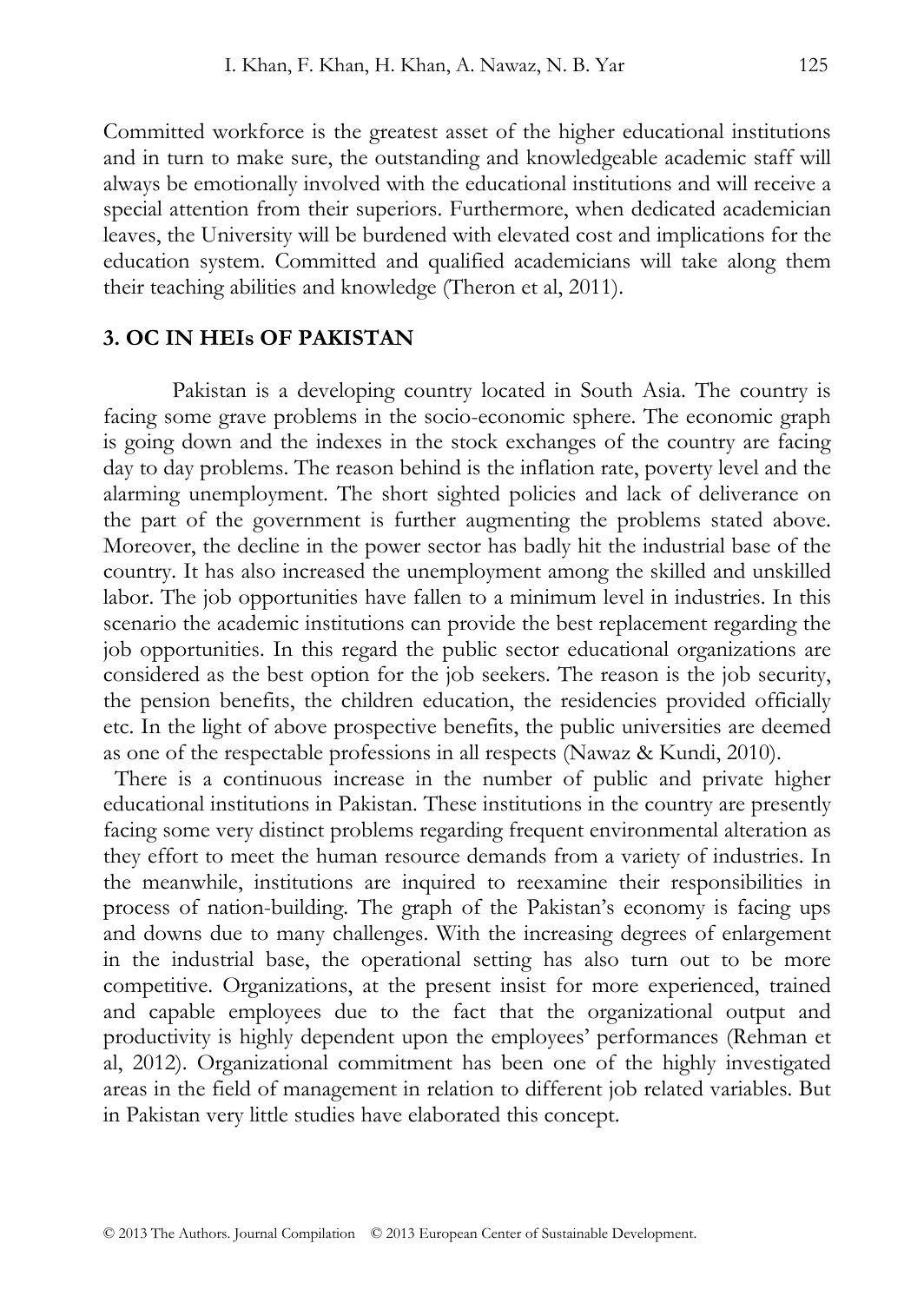Committed workforce is the greatest asset of the higher educational institutions and in turn to make sure, the outstanding and knowledgeable academic staff will always be emotionally involved with the educational institutions and will receive a special attention from their superiors. Furthermore, when dedicated academician leaves, the University will be burdened with elevated cost and implications for the education system. Committed and qualified academicians will take along them their teaching abilities and knowledge (Theron et al, 2011).

## 3. OC IN HEIs OF PAKISTAN

Pakistan is a developing country located in South Asia. The country is facing some grave problems in the socio-economic sphere. The economic graph is going down and the indexes in the stock exchanges of the country are facing day to day problems. The reason behind is the inflation rate, poverty level and the alarming unemployment. The short sighted policies and lack of deliverance on the part of the government is further augmenting the problems stated above. Moreover, the decline in the power sector has badly hit the industrial base of the country. It has also increased the unemployment among the skilled and unskilled labor. The job opportunities have fallen to a minimum level in industries. In this scenario the academic institutions can provide the best replacement regarding the job opportunities. In this regard the public sector educational organizations are considered as the best option for the job seekers. The reason is the job security, the pension benefits, the children education, the residencies provided officially etc. In the light of above prospective benefits, the public universities are deemed as one of the respectable professions in all respects (Nawaz & Kundi, 2010).

There is a continuous increase in the number of public and private higher educational institutions in Pakistan. These institutions in the country are presently facing some very distinct problems regarding frequent environmental alteration as they effort to meet the human resource demands from a variety of industries. In the meanwhile, institutions are inquired to reexamine their responsibilities in process of nation-building. The graph of the Pakistan's economy is facing ups and downs due to many challenges. With the increasing degrees of enlargement in the industrial base, the operational setting has also turn out to be more competitive. Organizations, at the present insist for more experienced, trained and capable employees due to the fact that the organizational output and productivity is highly dependent upon the employees' performances (Rehman et al, 2012). Organizational commitment has been one of the highly investigated areas in the field of management in relation to different job related variables. But in Pakistan very little studies have elaborated this concept.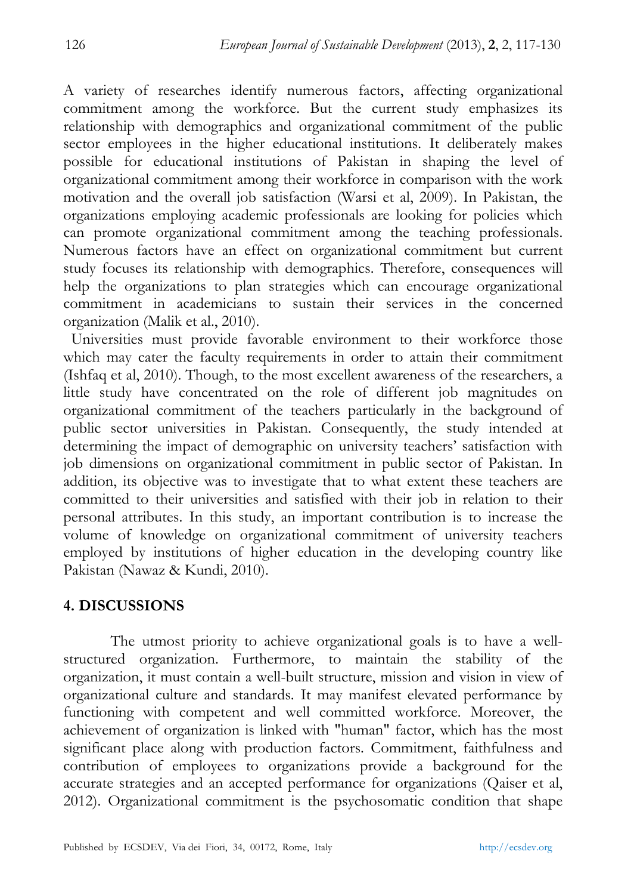A variety of researches identify numerous factors, affecting organizational commitment among the workforce. But the current study emphasizes its relationship with demographics and organizational commitment of the public sector employees in the higher educational institutions. It deliberately makes possible for educational institutions of Pakistan in shaping the level of organizational commitment among their workforce in comparison with the work motivation and the overall job satisfaction (Warsi et al, 2009). In Pakistan, the organizations employing academic professionals are looking for policies which can promote organizational commitment among the teaching professionals. Numerous factors have an effect on organizational commitment but current study focuses its relationship with demographics. Therefore, consequences will help the organizations to plan strategies which can encourage organizational commitment in academicians to sustain their services in the concerned organization (Malik et al., 2010).

Universities must provide favorable environment to their workforce those which may cater the faculty requirements in order to attain their commitment (Ishfaq et al, 2010). Though, to the most excellent awareness of the researchers, a little study have concentrated on the role of different job magnitudes on organizational commitment of the teachers particularly in the background of public sector universities in Pakistan. Consequently, the study intended at determining the impact of demographic on university teachers' satisfaction with job dimensions on organizational commitment in public sector of Pakistan. In addition, its objective was to investigate that to what extent these teachers are committed to their universities and satisfied with their job in relation to their personal attributes. In this study, an important contribution is to increase the volume of knowledge on organizational commitment of university teachers employed by institutions of higher education in the developing country like Pakistan (Nawaz & Kundi, 2010).

## 4. DISCUSSIONS

The utmost priority to achieve organizational goals is to have a well-structured organization. Furthermore, to maintain the stability of the organization, it must contain a well-built structure, mission and vision in view of organizational culture and standards. It may manifest elevated performance by functioning with competent and well committed workforce. Moreover, the achievement of organization is linked with "human" factor, which has the most significant place along with production factors. Commitment, faithfulness and contribution of employees to organizations provide a background for the accurate strategies and an accepted performance for organizations (Qaiser et al, 2012). Organizational commitment is the psychosomatic condition that shape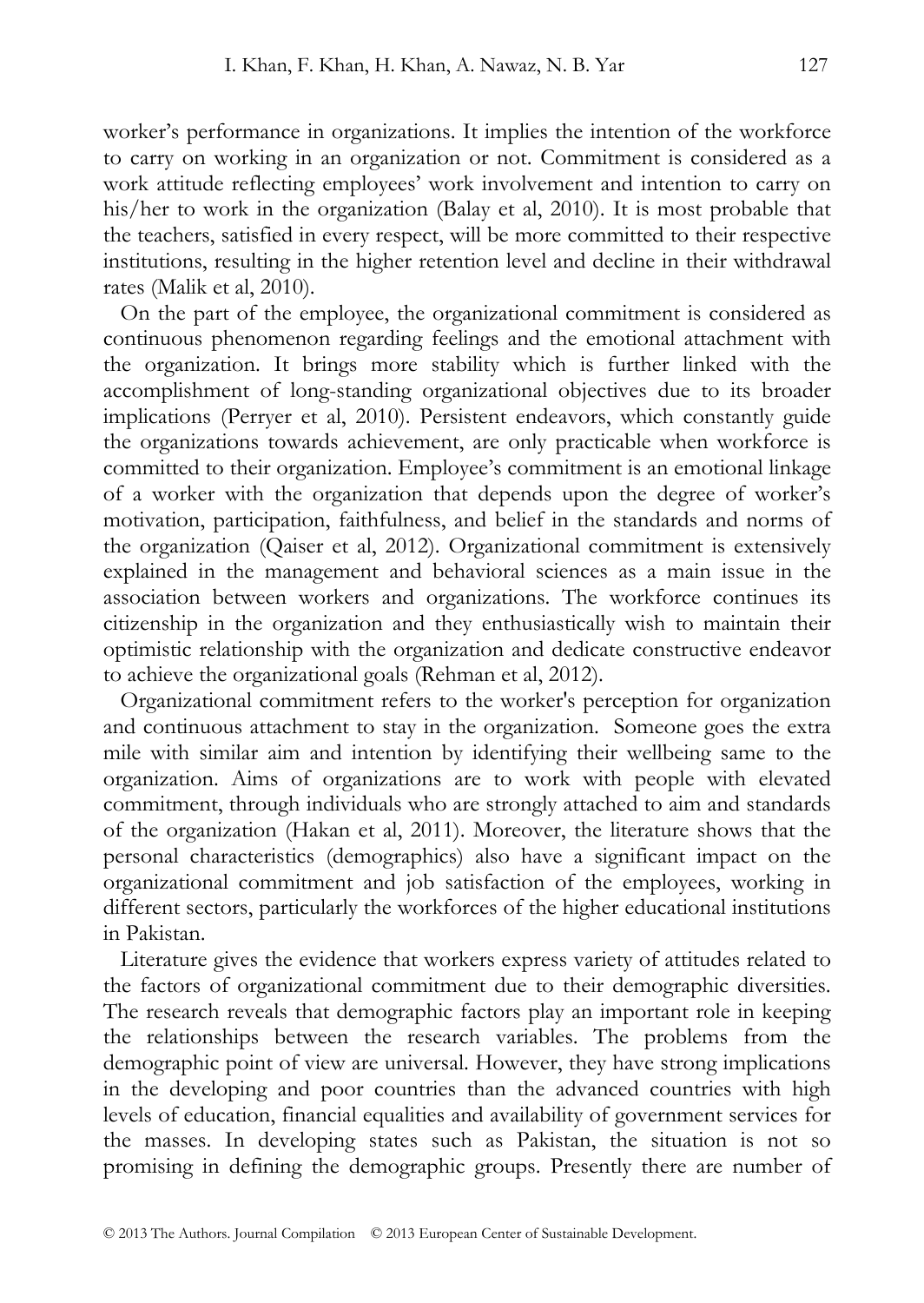worker's performance in organizations. It implies the intention of the workforce to carry on working in an organization or not. Commitment is considered as a work attitude reflecting employees' work involvement and intention to carry on his/her to work in the organization (Balay et al, 2010). It is most probable that the teachers, satisfied in every respect, will be more committed to their respective institutions, resulting in the higher retention level and decline in their withdrawal rates (Malik et al, 2010).

On the part of the employee, the organizational commitment is considered as continuous phenomenon regarding feelings and the emotional attachment with the organization. It brings more stability which is further linked with the accomplishment of long-standing organizational objectives due to its broader implications (Perryer et al, 2010). Persistent endeavors, which constantly guide the organizations towards achievement, are only practicable when workforce is committed to their organization. Employee's commitment is an emotional linkage of a worker with the organization that depends upon the degree of worker's motivation, participation, faithfulness, and belief in the standards and norms of the organization (Qaiser et al, 2012). Organizational commitment is extensively explained in the management and behavioral sciences as a main issue in the association between workers and organizations. The workforce continues its citizenship in the organization and they enthusiastically wish to maintain their optimistic relationship with the organization and dedicate constructive endeavor to achieve the organizational goals (Rehman et al, 2012).

Organizational commitment refers to the worker's perception for organization and continuous attachment to stay in the organization. Someone goes the extra mile with similar aim and intention by identifying their wellbeing same to the organization. Aims of organizations are to work with people with elevated commitment, through individuals who are strongly attached to aim and standards of the organization (Hakan et al, 2011). Moreover, the literature shows that the personal characteristics (demographics) also have a significant impact on the organizational commitment and job satisfaction of the employees, working in different sectors, particularly the workforces of the higher educational institutions in Pakistan.

Literature gives the evidence that workers express variety of attitudes related to the factors of organizational commitment due to their demographic diversities. The research reveals that demographic factors play an important role in keeping the relationships between the research variables. The problems from the demographic point of view are universal. However, they have strong implications in the developing and poor countries than the advanced countries with high levels of education, financial equalities and availability of government services for the masses. In developing states such as Pakistan, the situation is not so promising in defining the demographic groups. Presently there are number of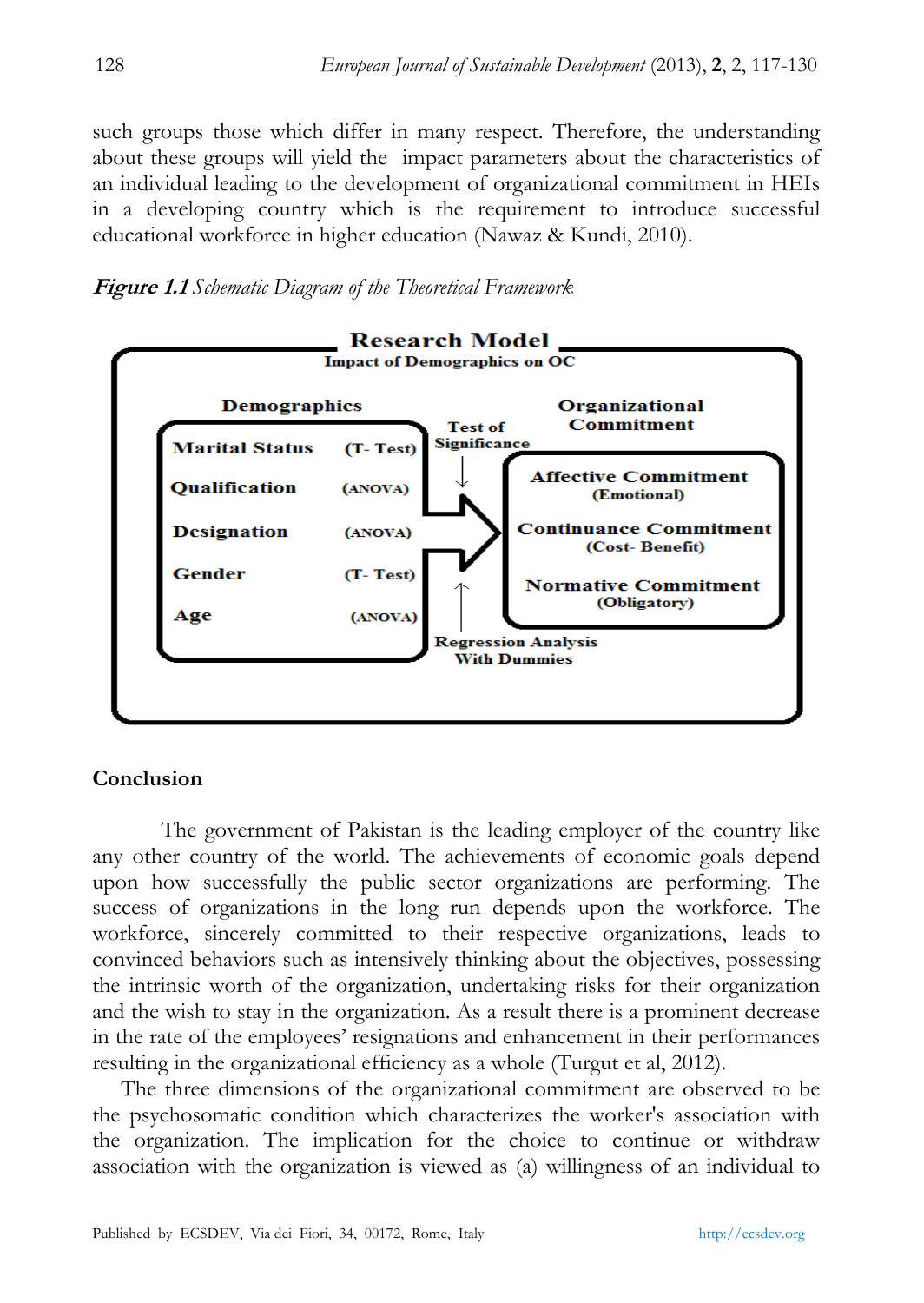such groups those which differ in many respect. Therefore, the understanding about these groups will yield the impact parameters about the characteristics of an individual leading to the development of organizational commitment in HEIs in a developing country which is the requirement to introduce successful educational workforce in higher education (Nawaz & Kundi, 2010).

***Figure 1.1*** *Schematic Diagram of the Theoretical Framework*

**Research Model**
**Impact of Demographics on OC**

| Demographics | | | Organizational Commitment |
|---|---|---|---|
| Marital Status | (T- Test) | Test of Significance | Affective Commitment (Emotional) |
| Qualification | (ANOVA) | | |
| Designation | (ANOVA) | → | Continuance Commitment (Cost- Benefit) |
| Gender | (T- Test) | | |
| Age | (ANOVA) | Regression Analysis With Dummies | Normative Commitment (Obligatory) |

## Conclusion

The government of Pakistan is the leading employer of the country like any other country of the world. The achievements of economic goals depend upon how successfully the public sector organizations are performing. The success of organizations in the long run depends upon the workforce. The workforce, sincerely committed to their respective organizations, leads to convinced behaviors such as intensively thinking about the objectives, possessing the intrinsic worth of the organization, undertaking risks for their organization and the wish to stay in the organization. As a result there is a prominent decrease in the rate of the employees' resignations and enhancement in their performances resulting in the organizational efficiency as a whole (Turgut et al, 2012).

The three dimensions of the organizational commitment are observed to be the psychosomatic condition which characterizes the worker's association with the organization. The implication for the choice to continue or withdraw association with the organization is viewed as (a) willingness of an individual to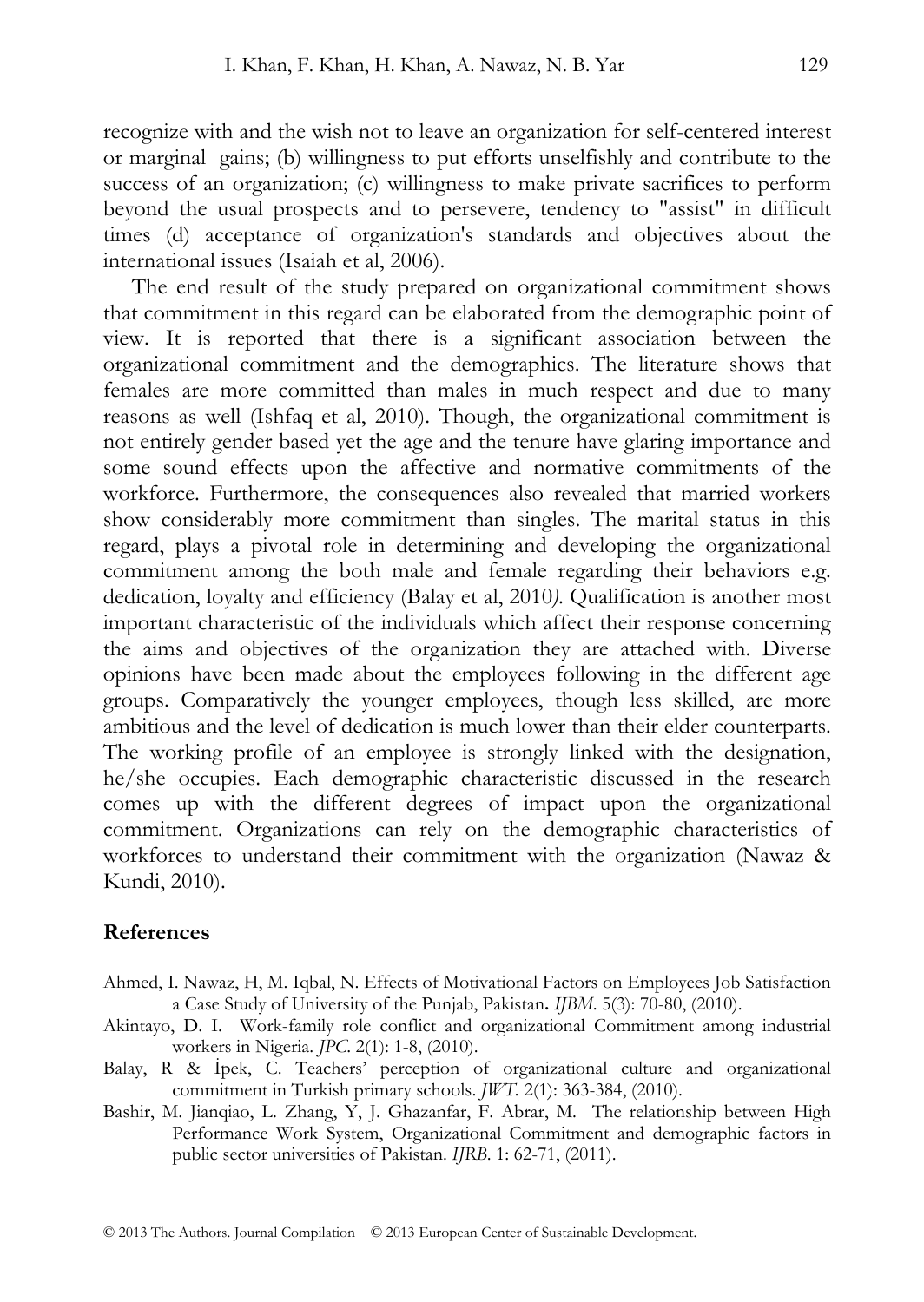recognize with and the wish not to leave an organization for self-centered interest or marginal gains; (b) willingness to put efforts unselfishly and contribute to the success of an organization; (c) willingness to make private sacrifices to perform beyond the usual prospects and to persevere, tendency to "assist" in difficult times (d) acceptance of organization's standards and objectives about the international issues (Isaiah et al, 2006).

The end result of the study prepared on organizational commitment shows that commitment in this regard can be elaborated from the demographic point of view. It is reported that there is a significant association between the organizational commitment and the demographics. The literature shows that females are more committed than males in much respect and due to many reasons as well (Ishfaq et al, 2010). Though, the organizational commitment is not entirely gender based yet the age and the tenure have glaring importance and some sound effects upon the affective and normative commitments of the workforce. Furthermore, the consequences also revealed that married workers show considerably more commitment than singles. The marital status in this regard, plays a pivotal role in determining and developing the organizational commitment among the both male and female regarding their behaviors e.g. dedication, loyalty and efficiency (Balay et al, 2010*)*. Qualification is another most important characteristic of the individuals which affect their response concerning the aims and objectives of the organization they are attached with. Diverse opinions have been made about the employees following in the different age groups. Comparatively the younger employees, though less skilled, are more ambitious and the level of dedication is much lower than their elder counterparts. The working profile of an employee is strongly linked with the designation, he/she occupies. Each demographic characteristic discussed in the research comes up with the different degrees of impact upon the organizational commitment. Organizations can rely on the demographic characteristics of workforces to understand their commitment with the organization (Nawaz & Kundi, 2010).

## References

Ahmed, I. Nawaz, H, M. Iqbal, N. Effects of Motivational Factors on Employees Job Satisfaction a Case Study of University of the Punjab, Pakistan**.** *IJBM*. 5(3): 70-80, (2010).

Akintayo, D. I. Work-family role conflict and organizational Commitment among industrial workers in Nigeria. *JPC*. 2(1): 1-8, (2010).

Balay, R & İpek, C. Teachers' perception of organizational culture and organizational commitment in Turkish primary schools. *JWT*. 2(1): 363-384, (2010).

Bashir, M. Jianqiao, L. Zhang, Y, J. Ghazanfar, F. Abrar, M. The relationship between High Performance Work System, Organizational Commitment and demographic factors in public sector universities of Pakistan. *IJRB*. 1: 62-71, (2011).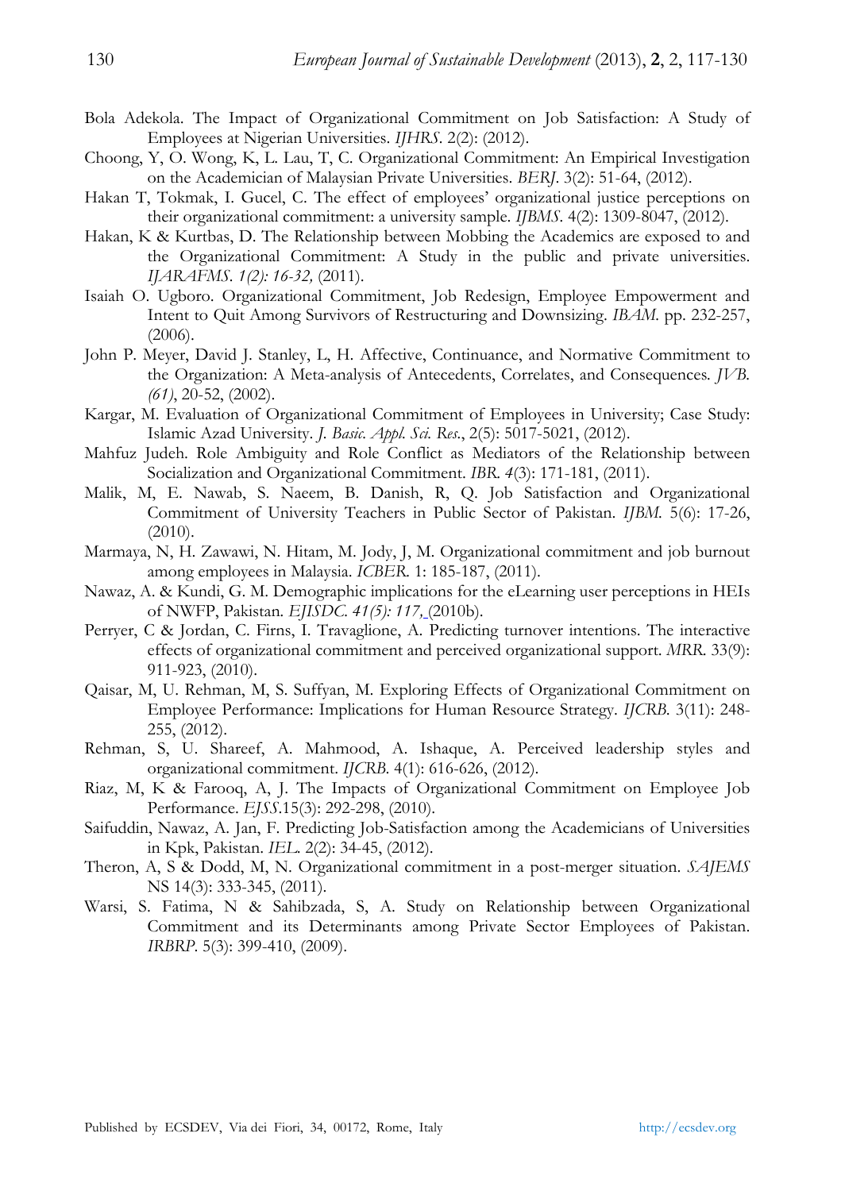Bola Adekola. The Impact of Organizational Commitment on Job Satisfaction: A Study of Employees at Nigerian Universities. *IJHRS*. 2(2): (2012).

Choong, Y, O. Wong, K, L. Lau, T, C. Organizational Commitment: An Empirical Investigation on the Academician of Malaysian Private Universities. *BERJ*. 3(2): 51-64, (2012).

Hakan T, Tokmak, I. Gucel, C. The effect of employees' organizational justice perceptions on their organizational commitment: a university sample. *IJBMS*. 4(2): 1309-8047, (2012).

Hakan, K & Kurtbas, D. The Relationship between Mobbing the Academics are exposed to and the Organizational Commitment: A Study in the public and private universities. *IJARAFMS. 1(2): 16-32,* (2011).

Isaiah O. Ugboro. Organizational Commitment, Job Redesign, Employee Empowerment and Intent to Quit Among Survivors of Restructuring and Downsizing. *IBAM*. pp. 232-257, (2006).

John P. Meyer, David J. Stanley, L, H. Affective, Continuance, and Normative Commitment to the Organization: A Meta-analysis of Antecedents, Correlates, and Consequences. *JVB. (61)*, 20-52, (2002).

Kargar, M. Evaluation of Organizational Commitment of Employees in University; Case Study: Islamic Azad University. *J. Basic. Appl. Sci. Res.*, 2(5): 5017-5021, (2012).

Mahfuz Judeh. Role Ambiguity and Role Conflict as Mediators of the Relationship between Socialization and Organizational Commitment. *IBR. 4*(3): 171-181, (2011).

Malik, M, E. Nawab, S. Naeem, B. Danish, R, Q. Job Satisfaction and Organizational Commitment of University Teachers in Public Sector of Pakistan. *IJBM*. 5(6): 17-26, (2010).

Marmaya, N, H. Zawawi, N. Hitam, M. Jody, J, M. Organizational commitment and job burnout among employees in Malaysia. *ICBER*. 1: 185-187, (2011).

Nawaz, A. & Kundi, G. M. Demographic implications for the eLearning user perceptions in HEIs of NWFP, Pakistan. *EJISDC. 41(5): 117,* (2010b).

Perryer, C & Jordan, C. Firns, I. Travaglione, A. Predicting turnover intentions. The interactive effects of organizational commitment and perceived organizational support. *MRR*. 33(9): 911-923, (2010).

Qaisar, M, U. Rehman, M, S. Suffyan, M. Exploring Effects of Organizational Commitment on Employee Performance: Implications for Human Resource Strategy. *IJCRB*. 3(11): 248-255, (2012).

Rehman, S, U. Shareef, A. Mahmood, A. Ishaque, A. Perceived leadership styles and organizational commitment. *IJCRB*. 4(1): 616-626, (2012).

Riaz, M, K & Farooq, A, J. The Impacts of Organizational Commitment on Employee Job Performance. *EJSS*.15(3): 292-298, (2010).

Saifuddin, Nawaz, A. Jan, F. Predicting Job-Satisfaction among the Academicians of Universities in Kpk, Pakistan. *IEL*. 2(2): 34-45, (2012).

Theron, A, S & Dodd, M, N. Organizational commitment in a post-merger situation. *SAJEMS* NS 14(3): 333-345, (2011).

Warsi, S. Fatima, N & Sahibzada, S, A. Study on Relationship between Organizational Commitment and its Determinants among Private Sector Employees of Pakistan. *IRBRP*. 5(3): 399-410, (2009).